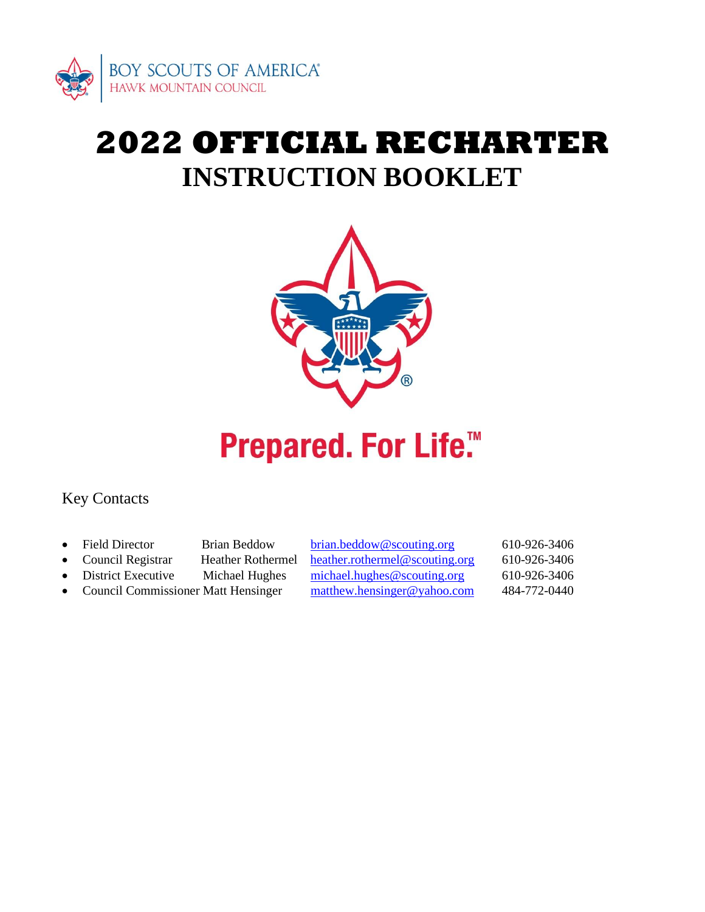BOY SCOUTS OF AMERICA®
HAWK MOUNTAIN COUNCIL

# 2022 OFFICIAL RECHARTER
# INSTRUCTION BOOKLET

Prepared. For Life.™

Key Contacts

- Field Director Brian Beddow brian.beddow@scouting.org 610-926-3406
- Council Registrar Heather Rothermel heather.rothermel@scouting.org 610-926-3406
- District Executive Michael Hughes michael.hughes@scouting.org 610-926-3406
- Council Commissioner Matt Hensinger matthew.hensinger@yahoo.com 484-772-0440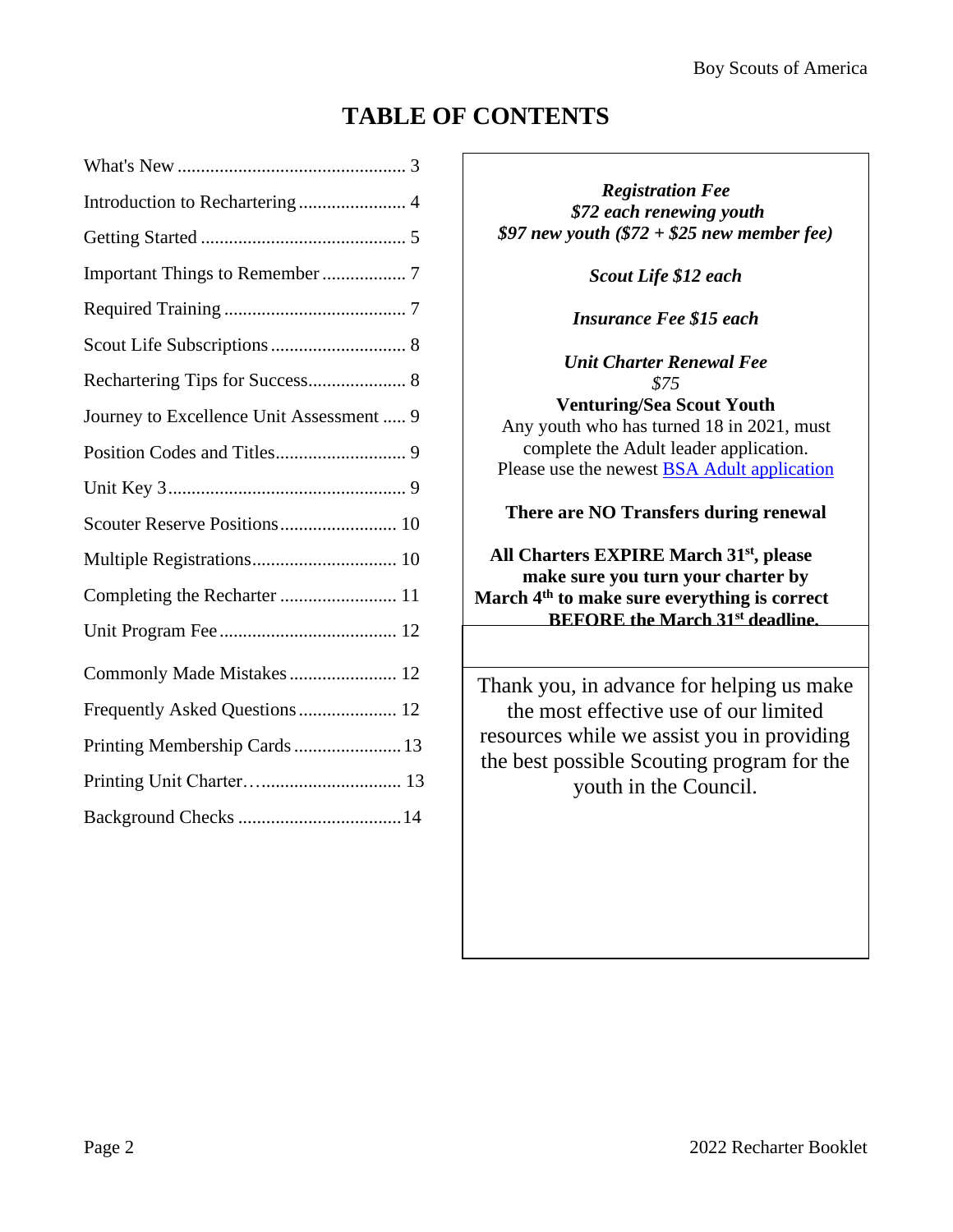# TABLE OF CONTENTS

| Section | Page |
| --- | --- |
| What's New | 3 |
| Introduction to Rechartering | 4 |
| Getting Started | 5 |
| Important Things to Remember | 7 |
| Required Training | 7 |
| Scout Life Subscriptions | 8 |
| Rechartering Tips for Success | 8 |
| Journey to Excellence Unit Assessment | 9 |
| Position Codes and Titles | 9 |
| Unit Key 3 | 9 |
| Scouter Reserve Positions | 10 |
| Multiple Registrations | 10 |
| Completing the Recharter | 11 |
| Unit Program Fee | 12 |
| Commonly Made Mistakes | 12 |
| Frequently Asked Questions | 12 |
| Printing Membership Cards | 13 |
| Printing Unit Charter… | 13 |
| Background Checks | 14 |

***Registration Fee***
***$72 each renewing youth***
***$97 new youth ($72 + $25 new member fee)***

***Scout Life $12 each***

***Insurance Fee $15 each***

***Unit Charter Renewal Fee***
*$75*

**Venturing/Sea Scout Youth**
Any youth who has turned 18 in 2021, must complete the Adult leader application. Please use the newest [BSA Adult application]

**There are NO Transfers during renewal**

**All Charters EXPIRE March 31st, please make sure you turn your charter by March 4th to make sure everything is correct BEFORE the March 31st deadline.**

Thank you, in advance for helping us make the most effective use of our limited resources while we assist you in providing the best possible Scouting program for the youth in the Council.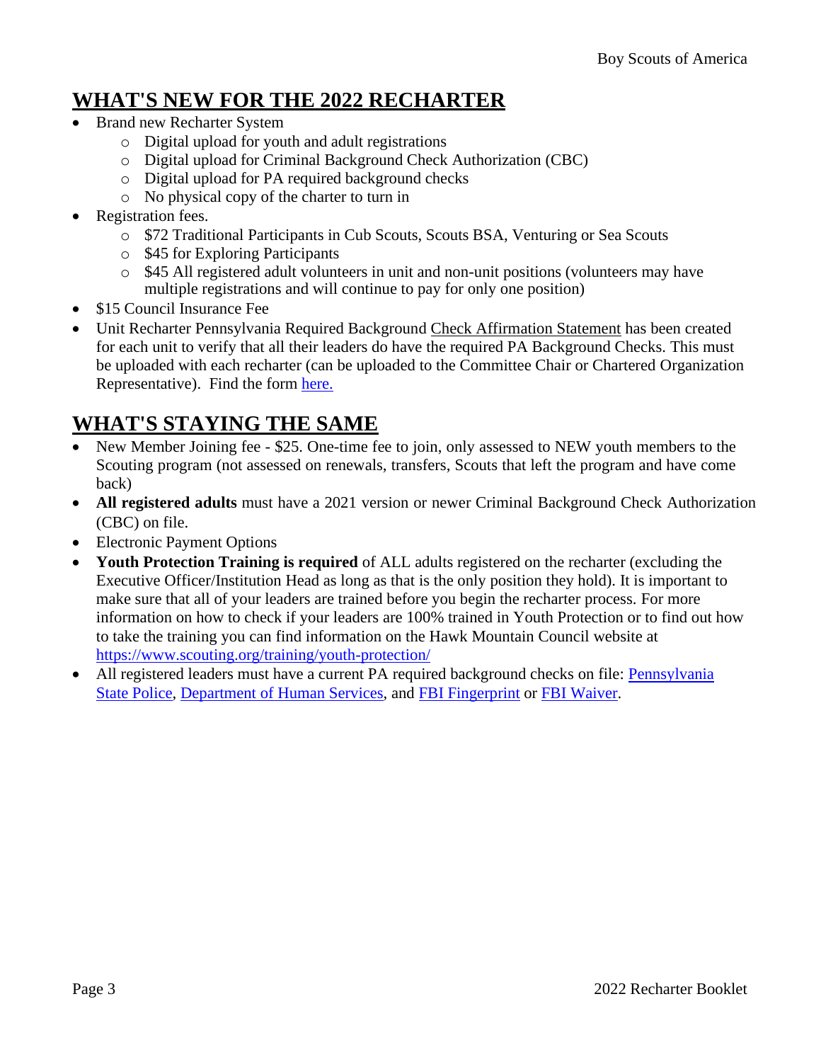## WHAT'S NEW FOR THE 2022 RECHARTER

- Brand new Recharter System
  - Digital upload for youth and adult registrations
  - Digital upload for Criminal Background Check Authorization (CBC)
  - Digital upload for PA required background checks
  - No physical copy of the charter to turn in
- Registration fees.
  - $72 Traditional Participants in Cub Scouts, Scouts BSA, Venturing or Sea Scouts
  - $45 for Exploring Participants
  - $45 All registered adult volunteers in unit and non-unit positions (volunteers may have multiple registrations and will continue to pay for only one position)
- $15 Council Insurance Fee
- Unit Recharter Pennsylvania Required Background Check Affirmation Statement has been created for each unit to verify that all their leaders do have the required PA Background Checks. This must be uploaded with each recharter (can be uploaded to the Committee Chair or Chartered Organization Representative). Find the form here.

## WHAT'S STAYING THE SAME

- New Member Joining fee - $25. One-time fee to join, only assessed to NEW youth members to the Scouting program (not assessed on renewals, transfers, Scouts that left the program and have come back)
- **All registered adults** must have a 2021 version or newer Criminal Background Check Authorization (CBC) on file.
- Electronic Payment Options
- **Youth Protection Training is required** of ALL adults registered on the recharter (excluding the Executive Officer/Institution Head as long as that is the only position they hold). It is important to make sure that all of your leaders are trained before you begin the recharter process. For more information on how to check if your leaders are 100% trained in Youth Protection or to find out how to take the training you can find information on the Hawk Mountain Council website at https://www.scouting.org/training/youth-protection/
- All registered leaders must have a current PA required background checks on file: Pennsylvania State Police, Department of Human Services, and FBI Fingerprint or FBI Waiver.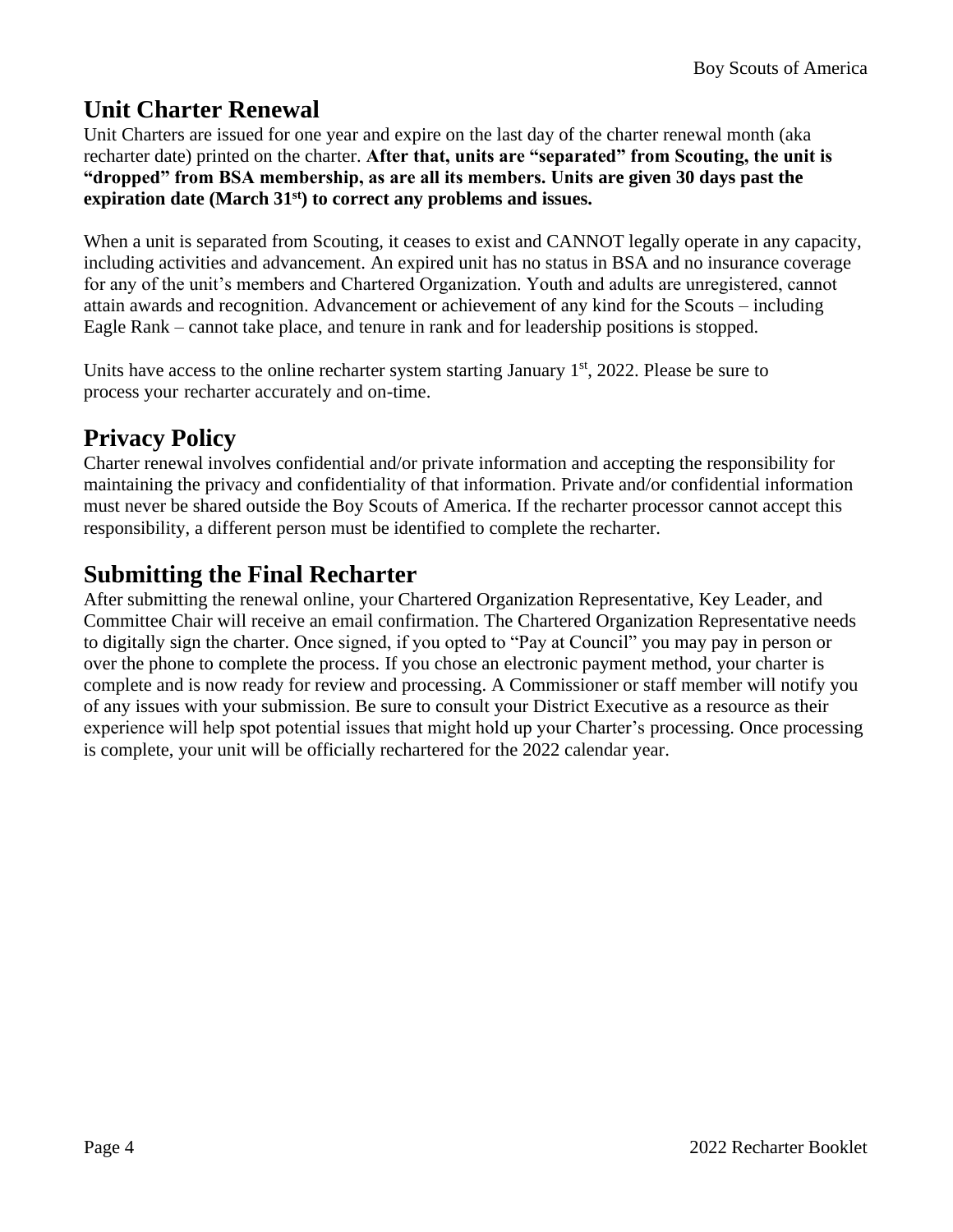## Unit Charter Renewal

Unit Charters are issued for one year and expire on the last day of the charter renewal month (aka recharter date) printed on the charter. **After that, units are "separated" from Scouting, the unit is "dropped" from BSA membership, as are all its members. Units are given 30 days past the expiration date (March 31st) to correct any problems and issues.**

When a unit is separated from Scouting, it ceases to exist and CANNOT legally operate in any capacity, including activities and advancement. An expired unit has no status in BSA and no insurance coverage for any of the unit's members and Chartered Organization. Youth and adults are unregistered, cannot attain awards and recognition. Advancement or achievement of any kind for the Scouts – including Eagle Rank – cannot take place, and tenure in rank and for leadership positions is stopped.

Units have access to the online recharter system starting January 1st, 2022. Please be sure to process your recharter accurately and on-time.

## Privacy Policy

Charter renewal involves confidential and/or private information and accepting the responsibility for maintaining the privacy and confidentiality of that information. Private and/or confidential information must never be shared outside the Boy Scouts of America. If the recharter processor cannot accept this responsibility, a different person must be identified to complete the recharter.

## Submitting the Final Recharter

After submitting the renewal online, your Chartered Organization Representative, Key Leader, and Committee Chair will receive an email confirmation. The Chartered Organization Representative needs to digitally sign the charter. Once signed, if you opted to "Pay at Council" you may pay in person or over the phone to complete the process. If you chose an electronic payment method, your charter is complete and is now ready for review and processing. A Commissioner or staff member will notify you of any issues with your submission. Be sure to consult your District Executive as a resource as their experience will help spot potential issues that might hold up your Charter's processing. Once processing is complete, your unit will be officially rechartered for the 2022 calendar year.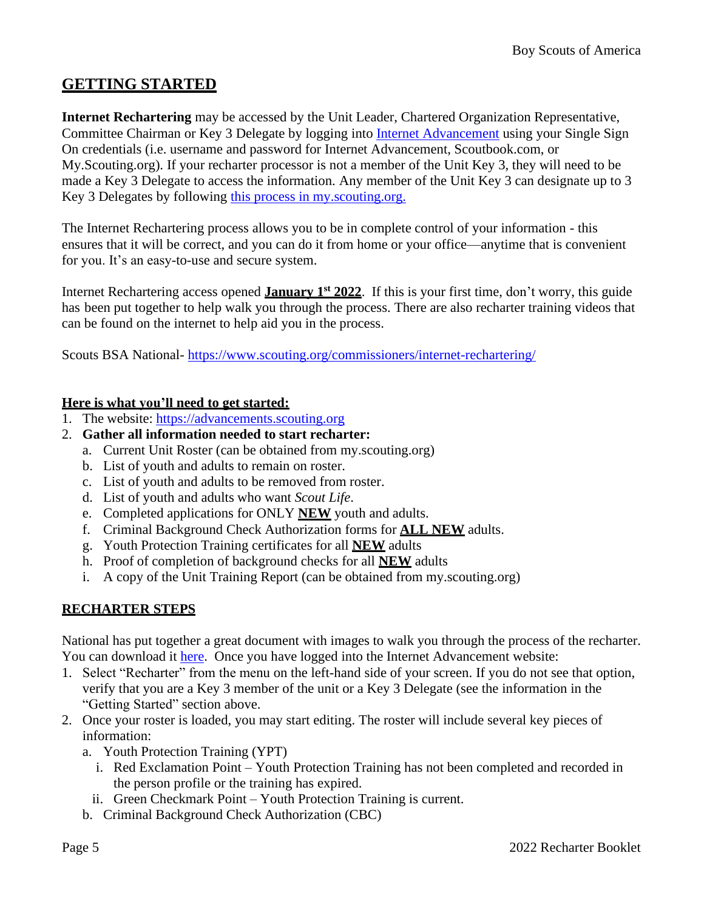## GETTING STARTED

**Internet Rechartering** may be accessed by the Unit Leader, Chartered Organization Representative, Committee Chairman or Key 3 Delegate by logging into Internet Advancement using your Single Sign On credentials (i.e. username and password for Internet Advancement, Scoutbook.com, or My.Scouting.org). If your recharter processor is not a member of the Unit Key 3, they will need to be made a Key 3 Delegate to access the information. Any member of the Unit Key 3 can designate up to 3 Key 3 Delegates by following this process in my.scouting.org.

The Internet Rechartering process allows you to be in complete control of your information - this ensures that it will be correct, and you can do it from home or your office—anytime that is convenient for you. It's an easy-to-use and secure system.

Internet Rechartering access opened **January 1st 2022**. If this is your first time, don't worry, this guide has been put together to help walk you through the process. There are also recharter training videos that can be found on the internet to help aid you in the process.

Scouts BSA National- https://www.scouting.org/commissioners/internet-rechartering/

**Here is what you'll need to get started:**

1. The website: https://advancements.scouting.org
2. **Gather all information needed to start recharter:**
   a. Current Unit Roster (can be obtained from my.scouting.org)
   b. List of youth and adults to remain on roster.
   c. List of youth and adults to be removed from roster.
   d. List of youth and adults who want *Scout Life*.
   e. Completed applications for ONLY **NEW** youth and adults.
   f. Criminal Background Check Authorization forms for **ALL NEW** adults.
   g. Youth Protection Training certificates for all **NEW** adults
   h. Proof of completion of background checks for all **NEW** adults
   i. A copy of the Unit Training Report (can be obtained from my.scouting.org)

## RECHARTER STEPS

National has put together a great document with images to walk you through the process of the recharter. You can download it here. Once you have logged into the Internet Advancement website:

1. Select "Recharter" from the menu on the left-hand side of your screen. If you do not see that option, verify that you are a Key 3 member of the unit or a Key 3 Delegate (see the information in the "Getting Started" section above.
2. Once your roster is loaded, you may start editing. The roster will include several key pieces of information:
   a. Youth Protection Training (YPT)
      i. Red Exclamation Point – Youth Protection Training has not been completed and recorded in the person profile or the training has expired.
      ii. Green Checkmark Point – Youth Protection Training is current.
   b. Criminal Background Check Authorization (CBC)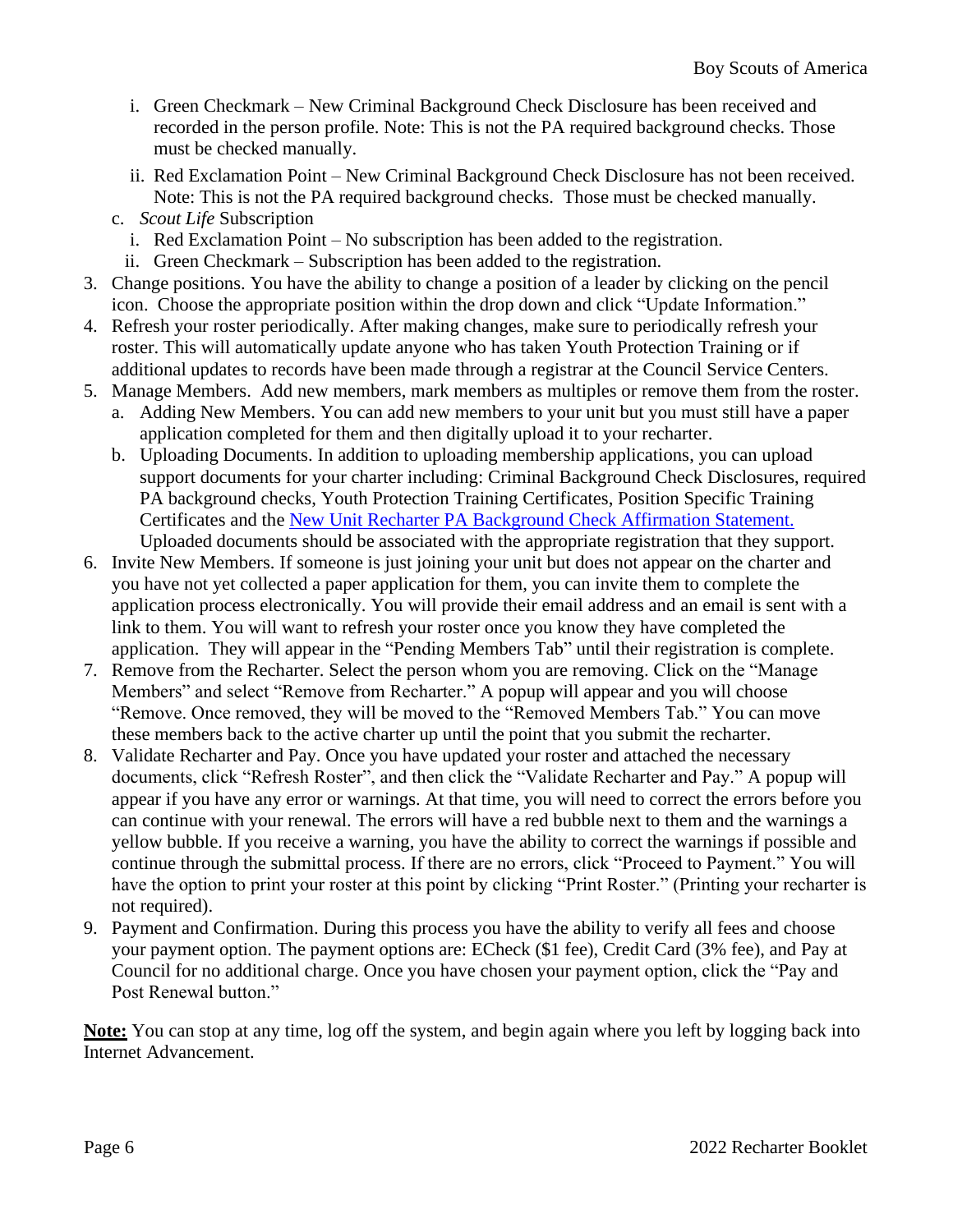i. Green Checkmark – New Criminal Background Check Disclosure has been received and recorded in the person profile. Note: This is not the PA required background checks. Those must be checked manually.
   ii. Red Exclamation Point – New Criminal Background Check Disclosure has not been received. Note: This is not the PA required background checks. Those must be checked manually.

   c. *Scout Life* Subscription
      i. Red Exclamation Point – No subscription has been added to the registration.
      ii. Green Checkmark – Subscription has been added to the registration.

3. Change positions. You have the ability to change a position of a leader by clicking on the pencil icon. Choose the appropriate position within the drop down and click "Update Information."
4. Refresh your roster periodically. After making changes, make sure to periodically refresh your roster. This will automatically update anyone who has taken Youth Protection Training or if additional updates to records have been made through a registrar at the Council Service Centers.
5. Manage Members. Add new members, mark members as multiples or remove them from the roster.
   a. Adding New Members. You can add new members to your unit but you must still have a paper application completed for them and then digitally upload it to your recharter.
   b. Uploading Documents. In addition to uploading membership applications, you can upload support documents for your charter including: Criminal Background Check Disclosures, required PA background checks, Youth Protection Training Certificates, Position Specific Training Certificates and the New Unit Recharter PA Background Check Affirmation Statement. Uploaded documents should be associated with the appropriate registration that they support.
6. Invite New Members. If someone is just joining your unit but does not appear on the charter and you have not yet collected a paper application for them, you can invite them to complete the application process electronically. You will provide their email address and an email is sent with a link to them. You will want to refresh your roster once you know they have completed the application. They will appear in the "Pending Members Tab" until their registration is complete.
7. Remove from the Recharter. Select the person whom you are removing. Click on the "Manage Members" and select "Remove from Recharter." A popup will appear and you will choose "Remove. Once removed, they will be moved to the "Removed Members Tab." You can move these members back to the active charter up until the point that you submit the recharter.
8. Validate Recharter and Pay. Once you have updated your roster and attached the necessary documents, click "Refresh Roster", and then click the "Validate Recharter and Pay." A popup will appear if you have any error or warnings. At that time, you will need to correct the errors before you can continue with your renewal. The errors will have a red bubble next to them and the warnings a yellow bubble. If you receive a warning, you have the ability to correct the warnings if possible and continue through the submittal process. If there are no errors, click "Proceed to Payment." You will have the option to print your roster at this point by clicking "Print Roster." (Printing your recharter is not required).
9. Payment and Confirmation. During this process you have the ability to verify all fees and choose your payment option. The payment options are: ECheck ($1 fee), Credit Card (3% fee), and Pay at Council for no additional charge. Once you have chosen your payment option, click the "Pay and Post Renewal button."

**Note:** You can stop at any time, log off the system, and begin again where you left by logging back into Internet Advancement.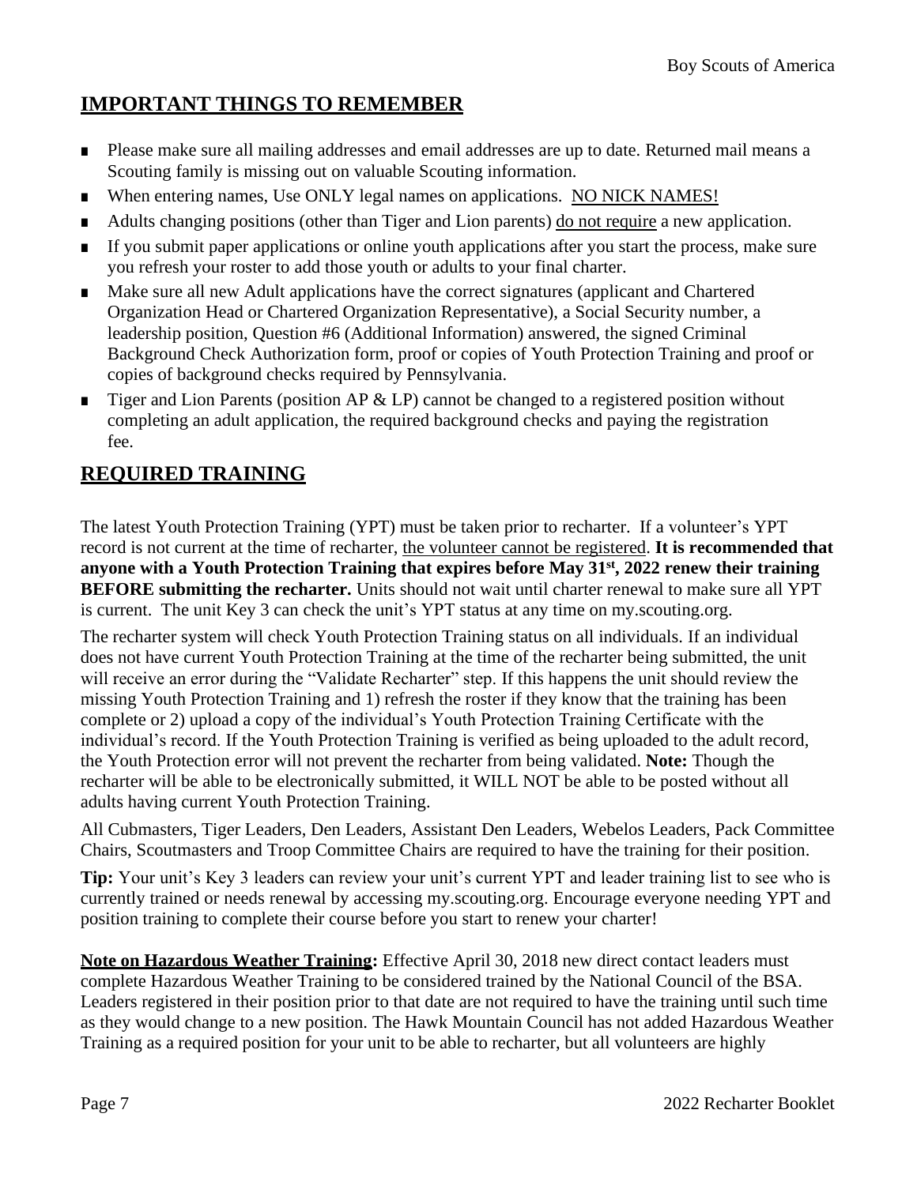## IMPORTANT THINGS TO REMEMBER

- Please make sure all mailing addresses and email addresses are up to date. Returned mail means a Scouting family is missing out on valuable Scouting information.
- When entering names, Use ONLY legal names on applications. NO NICK NAMES!
- Adults changing positions (other than Tiger and Lion parents) do not require a new application.
- If you submit paper applications or online youth applications after you start the process, make sure you refresh your roster to add those youth or adults to your final charter.
- Make sure all new Adult applications have the correct signatures (applicant and Chartered Organization Head or Chartered Organization Representative), a Social Security number, a leadership position, Question #6 (Additional Information) answered, the signed Criminal Background Check Authorization form, proof or copies of Youth Protection Training and proof or copies of background checks required by Pennsylvania.
- Tiger and Lion Parents (position AP & LP) cannot be changed to a registered position without completing an adult application, the required background checks and paying the registration fee.

## REQUIRED TRAINING

The latest Youth Protection Training (YPT) must be taken prior to recharter. If a volunteer's YPT record is not current at the time of recharter, the volunteer cannot be registered. **It is recommended that anyone with a Youth Protection Training that expires before May 31st, 2022 renew their training BEFORE submitting the recharter.** Units should not wait until charter renewal to make sure all YPT is current. The unit Key 3 can check the unit's YPT status at any time on my.scouting.org.

The recharter system will check Youth Protection Training status on all individuals. If an individual does not have current Youth Protection Training at the time of the recharter being submitted, the unit will receive an error during the "Validate Recharter" step. If this happens the unit should review the missing Youth Protection Training and 1) refresh the roster if they know that the training has been complete or 2) upload a copy of the individual's Youth Protection Training Certificate with the individual's record. If the Youth Protection Training is verified as being uploaded to the adult record, the Youth Protection error will not prevent the recharter from being validated. **Note:** Though the recharter will be able to be electronically submitted, it WILL NOT be able to be posted without all adults having current Youth Protection Training.

All Cubmasters, Tiger Leaders, Den Leaders, Assistant Den Leaders, Webelos Leaders, Pack Committee Chairs, Scoutmasters and Troop Committee Chairs are required to have the training for their position.

**Tip:** Your unit's Key 3 leaders can review your unit's current YPT and leader training list to see who is currently trained or needs renewal by accessing my.scouting.org. Encourage everyone needing YPT and position training to complete their course before you start to renew your charter!

**Note on Hazardous Weather Training:** Effective April 30, 2018 new direct contact leaders must complete Hazardous Weather Training to be considered trained by the National Council of the BSA. Leaders registered in their position prior to that date are not required to have the training until such time as they would change to a new position. The Hawk Mountain Council has not added Hazardous Weather Training as a required position for your unit to be able to recharter, but all volunteers are highly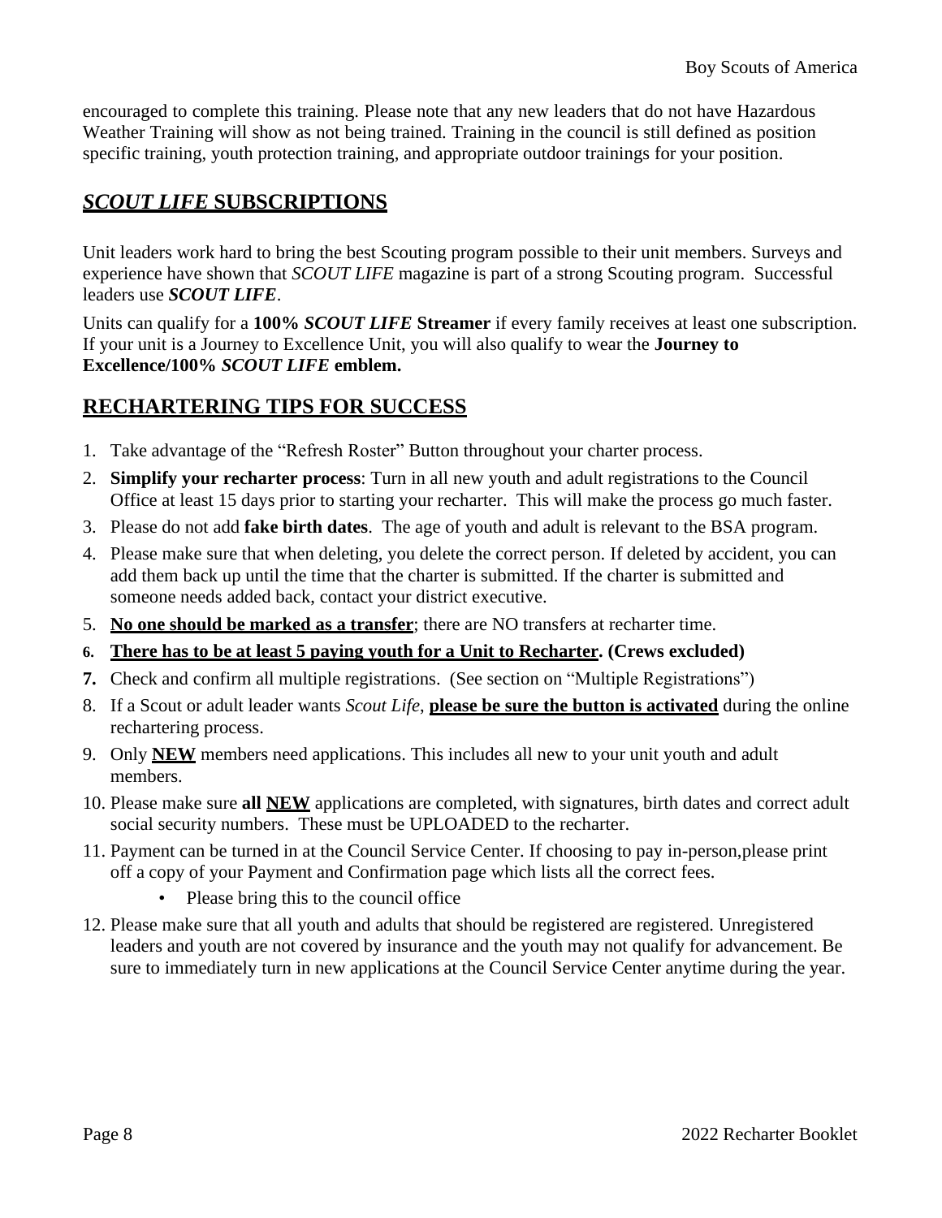encouraged to complete this training. Please note that any new leaders that do not have Hazardous Weather Training will show as not being trained. Training in the council is still defined as position specific training, youth protection training, and appropriate outdoor trainings for your position.

## *SCOUT LIFE* SUBSCRIPTIONS

Unit leaders work hard to bring the best Scouting program possible to their unit members. Surveys and experience have shown that *SCOUT LIFE* magazine is part of a strong Scouting program. Successful leaders use ***SCOUT LIFE***.

Units can qualify for a **100% *SCOUT LIFE* Streamer** if every family receives at least one subscription. If your unit is a Journey to Excellence Unit, you will also qualify to wear the **Journey to Excellence/100% *SCOUT LIFE* emblem.**

## RECHARTERING TIPS FOR SUCCESS

1. Take advantage of the "Refresh Roster" Button throughout your charter process.
2. **Simplify your recharter process**: Turn in all new youth and adult registrations to the Council Office at least 15 days prior to starting your recharter. This will make the process go much faster.
3. Please do not add **fake birth dates**. The age of youth and adult is relevant to the BSA program.
4. Please make sure that when deleting, you delete the correct person. If deleted by accident, you can add them back up until the time that the charter is submitted. If the charter is submitted and someone needs added back, contact your district executive.
5. **No one should be marked as a transfer**; there are NO transfers at recharter time.
6. **There has to be at least 5 paying youth for a Unit to Recharter. (Crews excluded)**
7. Check and confirm all multiple registrations. (See section on "Multiple Registrations")
8. If a Scout or adult leader wants *Scout Life*, **please be sure the button is activated** during the online rechartering process.
9. Only **NEW** members need applications. This includes all new to your unit youth and adult members.
10. Please make sure **all NEW** applications are completed, with signatures, birth dates and correct adult social security numbers. These must be UPLOADED to the recharter.
11. Payment can be turned in at the Council Service Center. If choosing to pay in-person,please print off a copy of your Payment and Confirmation page which lists all the correct fees.
    - Please bring this to the council office
12. Please make sure that all youth and adults that should be registered are registered. Unregistered leaders and youth are not covered by insurance and the youth may not qualify for advancement. Be sure to immediately turn in new applications at the Council Service Center anytime during the year.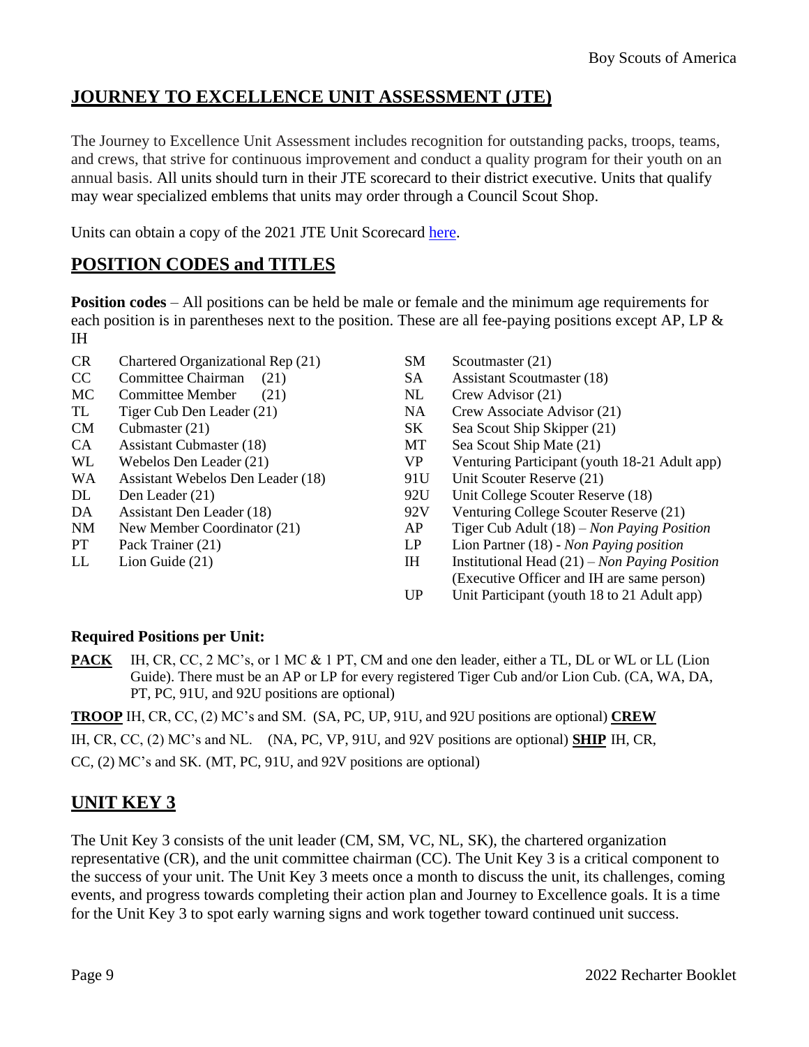## JOURNEY TO EXCELLENCE UNIT ASSESSMENT (JTE)

The Journey to Excellence Unit Assessment includes recognition for outstanding packs, troops, teams, and crews, that strive for continuous improvement and conduct a quality program for their youth on an annual basis. All units should turn in their JTE scorecard to their district executive. Units that qualify may wear specialized emblems that units may order through a Council Scout Shop.

Units can obtain a copy of the 2021 JTE Unit Scorecard here.

## POSITION CODES and TITLES

**Position codes** – All positions can be held be male or female and the minimum age requirements for each position is in parentheses next to the position. These are all fee-paying positions except AP, LP & IH

| Code | Position |
|---|---|
| CR | Chartered Organizational Rep (21) |
| CC | Committee Chairman (21) |
| MC | Committee Member (21) |
| TL | Tiger Cub Den Leader (21) |
| CM | Cubmaster (21) |
| CA | Assistant Cubmaster (18) |
| WL | Webelos Den Leader (21) |
| WA | Assistant Webelos Den Leader (18) |
| DL | Den Leader (21) |
| DA | Assistant Den Leader (18) |
| NM | New Member Coordinator (21) |
| PT | Pack Trainer (21) |
| LL | Lion Guide (21) |
| SM | Scoutmaster (21) |
| SA | Assistant Scoutmaster (18) |
| NL | Crew Advisor (21) |
| NA | Crew Associate Advisor (21) |
| SK | Sea Scout Ship Skipper (21) |
| MT | Sea Scout Ship Mate (21) |
| VP | Venturing Participant (youth 18-21 Adult app) |
| 91U | Unit Scouter Reserve (21) |
| 92U | Unit College Scouter Reserve (18) |
| 92V | Venturing College Scouter Reserve (21) |
| AP | Tiger Cub Adult (18) – *Non Paying Position* |
| LP | Lion Partner (18) - *Non Paying position* |
| IH | Institutional Head (21) – *Non Paying Position* (Executive Officer and IH are same person) |
| UP | Unit Participant (youth 18 to 21 Adult app) |

**Required Positions per Unit:**

**PACK** IH, CR, CC, 2 MC's, or 1 MC & 1 PT, CM and one den leader, either a TL, DL or WL or LL (Lion Guide). There must be an AP or LP for every registered Tiger Cub and/or Lion Cub. (CA, WA, DA, PT, PC, 91U, and 92U positions are optional)

**TROOP** IH, CR, CC, (2) MC's and SM. (SA, PC, UP, 91U, and 92U positions are optional)

**CREW** IH, CR, CC, (2) MC's and NL. (NA, PC, VP, 91U, and 92V positions are optional)

**SHIP** IH, CR, CC, (2) MC's and SK. (MT, PC, 91U, and 92V positions are optional)

## UNIT KEY 3

The Unit Key 3 consists of the unit leader (CM, SM, VC, NL, SK), the chartered organization representative (CR), and the unit committee chairman (CC). The Unit Key 3 is a critical component to the success of your unit. The Unit Key 3 meets once a month to discuss the unit, its challenges, coming events, and progress towards completing their action plan and Journey to Excellence goals. It is a time for the Unit Key 3 to spot early warning signs and work together toward continued unit success.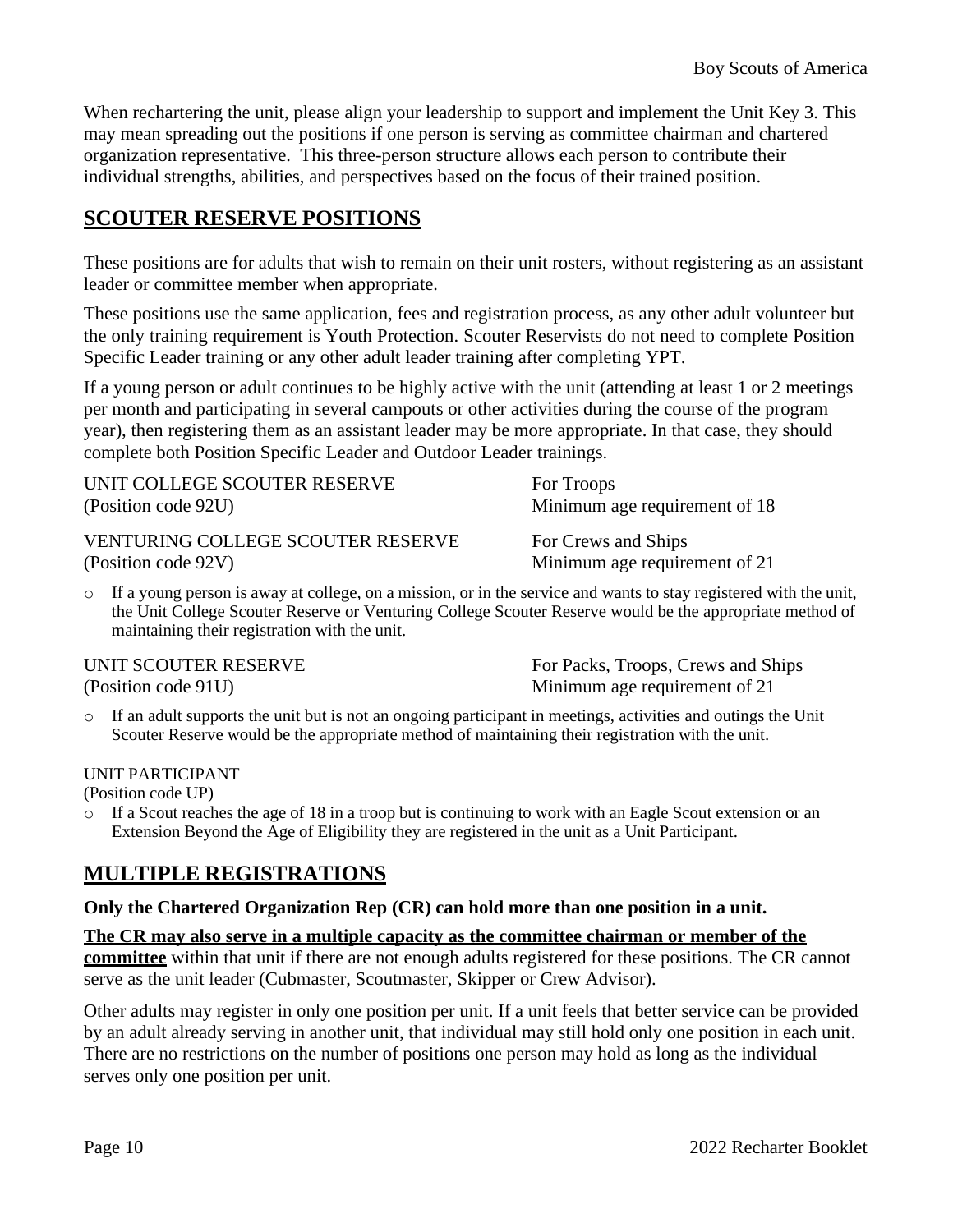When rechartering the unit, please align your leadership to support and implement the Unit Key 3. This may mean spreading out the positions if one person is serving as committee chairman and chartered organization representative. This three-person structure allows each person to contribute their individual strengths, abilities, and perspectives based on the focus of their trained position.

## SCOUTER RESERVE POSITIONS

These positions are for adults that wish to remain on their unit rosters, without registering as an assistant leader or committee member when appropriate.

These positions use the same application, fees and registration process, as any other adult volunteer but the only training requirement is Youth Protection. Scouter Reservists do not need to complete Position Specific Leader training or any other adult leader training after completing YPT.

If a young person or adult continues to be highly active with the unit (attending at least 1 or 2 meetings per month and participating in several campouts or other activities during the course of the program year), then registering them as an assistant leader may be more appropriate. In that case, they should complete both Position Specific Leader and Outdoor Leader trainings.

UNIT COLLEGE SCOUTER RESERVE
(Position code 92U)
For Troops
Minimum age requirement of 18

VENTURING COLLEGE SCOUTER RESERVE
(Position code 92V)
For Crews and Ships
Minimum age requirement of 21

- If a young person is away at college, on a mission, or in the service and wants to stay registered with the unit, the Unit College Scouter Reserve or Venturing College Scouter Reserve would be the appropriate method of maintaining their registration with the unit.

UNIT SCOUTER RESERVE
(Position code 91U)
For Packs, Troops, Crews and Ships
Minimum age requirement of 21

- If an adult supports the unit but is not an ongoing participant in meetings, activities and outings the Unit Scouter Reserve would be the appropriate method of maintaining their registration with the unit.

UNIT PARTICIPANT
(Position code UP)

- If a Scout reaches the age of 18 in a troop but is continuing to work with an Eagle Scout extension or an Extension Beyond the Age of Eligibility they are registered in the unit as a Unit Participant.

## MULTIPLE REGISTRATIONS

**Only the Chartered Organization Rep (CR) can hold more than one position in a unit.**

**The CR may also serve in a multiple capacity as the committee chairman or member of the committee** within that unit if there are not enough adults registered for these positions. The CR cannot serve as the unit leader (Cubmaster, Scoutmaster, Skipper or Crew Advisor).

Other adults may register in only one position per unit. If a unit feels that better service can be provided by an adult already serving in another unit, that individual may still hold only one position in each unit. There are no restrictions on the number of positions one person may hold as long as the individual serves only one position per unit.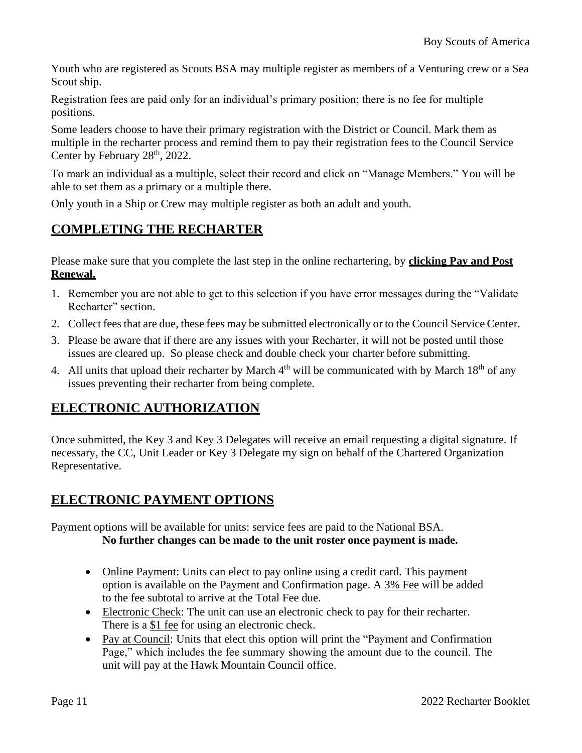Youth who are registered as Scouts BSA may multiple register as members of a Venturing crew or a Sea Scout ship.

Registration fees are paid only for an individual's primary position; there is no fee for multiple positions.

Some leaders choose to have their primary registration with the District or Council. Mark them as multiple in the recharter process and remind them to pay their registration fees to the Council Service Center by February 28th, 2022.

To mark an individual as a multiple, select their record and click on "Manage Members." You will be able to set them as a primary or a multiple there.

Only youth in a Ship or Crew may multiple register as both an adult and youth.

## COMPLETING THE RECHARTER

Please make sure that you complete the last step in the online rechartering, by **clicking Pay and Post Renewal.**

1. Remember you are not able to get to this selection if you have error messages during the "Validate Recharter" section.
2. Collect fees that are due, these fees may be submitted electronically or to the Council Service Center.
3. Please be aware that if there are any issues with your Recharter, it will not be posted until those issues are cleared up. So please check and double check your charter before submitting.
4. All units that upload their recharter by March 4th will be communicated with by March 18th of any issues preventing their recharter from being complete.

## ELECTRONIC AUTHORIZATION

Once submitted, the Key 3 and Key 3 Delegates will receive an email requesting a digital signature. If necessary, the CC, Unit Leader or Key 3 Delegate my sign on behalf of the Chartered Organization Representative.

## ELECTRONIC PAYMENT OPTIONS

Payment options will be available for units: service fees are paid to the National BSA.

**No further changes can be made to the unit roster once payment is made.**

- Online Payment: Units can elect to pay online using a credit card. This payment option is available on the Payment and Confirmation page. A 3% Fee will be added to the fee subtotal to arrive at the Total Fee due.
- Electronic Check: The unit can use an electronic check to pay for their recharter. There is a $1 fee for using an electronic check.
- Pay at Council: Units that elect this option will print the "Payment and Confirmation Page," which includes the fee summary showing the amount due to the council. The unit will pay at the Hawk Mountain Council office.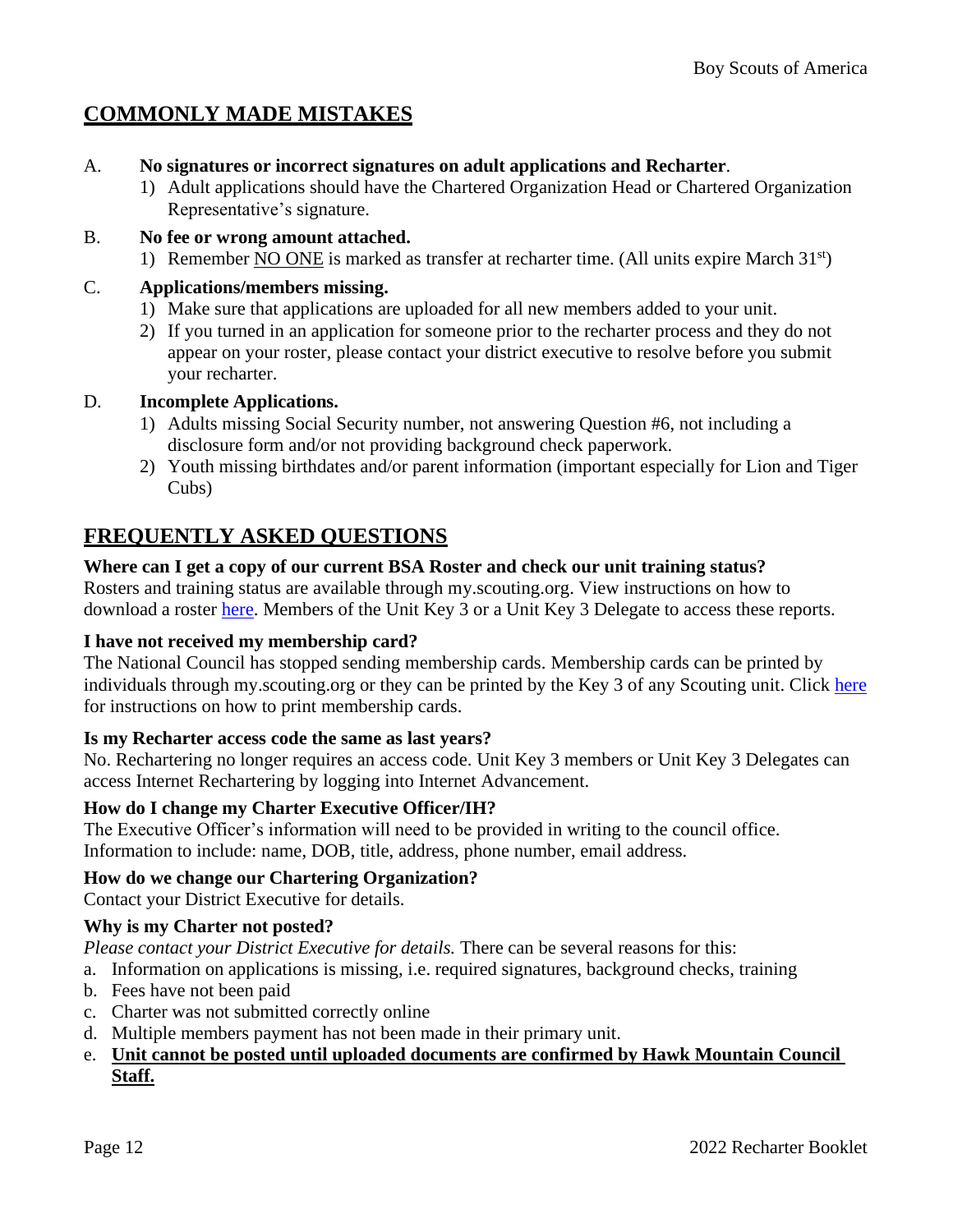## COMMONLY MADE MISTAKES

A. **No signatures or incorrect signatures on adult applications and Recharter**.
   1) Adult applications should have the Chartered Organization Head or Chartered Organization Representative's signature.

B. **No fee or wrong amount attached.**
   1) Remember NO ONE is marked as transfer at recharter time. (All units expire March 31st)

C. **Applications/members missing.**
   1) Make sure that applications are uploaded for all new members added to your unit.
   2) If you turned in an application for someone prior to the recharter process and they do not appear on your roster, please contact your district executive to resolve before you submit your recharter.

D. **Incomplete Applications.**
   1) Adults missing Social Security number, not answering Question #6, not including a disclosure form and/or not providing background check paperwork.
   2) Youth missing birthdates and/or parent information (important especially for Lion and Tiger Cubs)

## FREQUENTLY ASKED QUESTIONS

**Where can I get a copy of our current BSA Roster and check our unit training status?**
Rosters and training status are available through my.scouting.org. View instructions on how to download a roster here. Members of the Unit Key 3 or a Unit Key 3 Delegate to access these reports.

**I have not received my membership card?**
The National Council has stopped sending membership cards. Membership cards can be printed by individuals through my.scouting.org or they can be printed by the Key 3 of any Scouting unit. Click here for instructions on how to print membership cards.

**Is my Recharter access code the same as last years?**
No. Rechartering no longer requires an access code. Unit Key 3 members or Unit Key 3 Delegates can access Internet Rechartering by logging into Internet Advancement.

**How do I change my Charter Executive Officer/IH?**
The Executive Officer's information will need to be provided in writing to the council office. Information to include: name, DOB, title, address, phone number, email address.

**How do we change our Chartering Organization?**
Contact your District Executive for details.

**Why is my Charter not posted?**
*Please contact your District Executive for details.* There can be several reasons for this:

a. Information on applications is missing, i.e. required signatures, background checks, training
b. Fees have not been paid
c. Charter was not submitted correctly online
d. Multiple members payment has not been made in their primary unit.
e. **Unit cannot be posted until uploaded documents are confirmed by Hawk Mountain Council Staff.**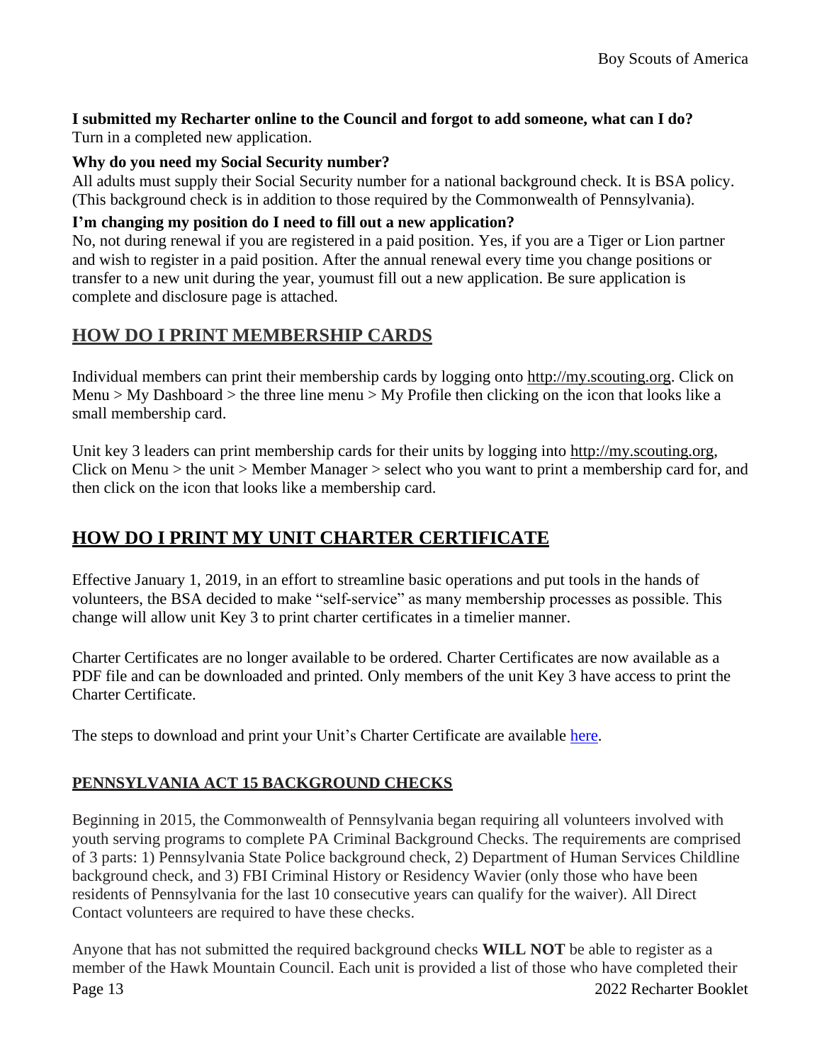**I submitted my Recharter online to the Council and forgot to add someone, what can I do?**
Turn in a completed new application.

**Why do you need my Social Security number?**
All adults must supply their Social Security number for a national background check. It is BSA policy. (This background check is in addition to those required by the Commonwealth of Pennsylvania).

**I'm changing my position do I need to fill out a new application?**
No, not during renewal if you are registered in a paid position. Yes, if you are a Tiger or Lion partner and wish to register in a paid position. After the annual renewal every time you change positions or transfer to a new unit during the year, youmust fill out a new application. Be sure application is complete and disclosure page is attached.

## HOW DO I PRINT MEMBERSHIP CARDS

Individual members can print their membership cards by logging onto http://my.scouting.org. Click on Menu > My Dashboard > the three line menu > My Profile then clicking on the icon that looks like a small membership card.

Unit key 3 leaders can print membership cards for their units by logging into http://my.scouting.org, Click on Menu > the unit > Member Manager > select who you want to print a membership card for, and then click on the icon that looks like a membership card.

## HOW DO I PRINT MY UNIT CHARTER CERTIFICATE

Effective January 1, 2019, in an effort to streamline basic operations and put tools in the hands of volunteers, the BSA decided to make "self-service" as many membership processes as possible. This change will allow unit Key 3 to print charter certificates in a timelier manner.

Charter Certificates are no longer available to be ordered. Charter Certificates are now available as a PDF file and can be downloaded and printed. Only members of the unit Key 3 have access to print the Charter Certificate.

The steps to download and print your Unit's Charter Certificate are available here.

### PENNSYLVANIA ACT 15 BACKGROUND CHECKS

Beginning in 2015, the Commonwealth of Pennsylvania began requiring all volunteers involved with youth serving programs to complete PA Criminal Background Checks. The requirements are comprised of 3 parts: 1) Pennsylvania State Police background check, 2) Department of Human Services Childline background check, and 3) FBI Criminal History or Residency Wavier (only those who have been residents of Pennsylvania for the last 10 consecutive years can qualify for the waiver). All Direct Contact volunteers are required to have these checks.

Anyone that has not submitted the required background checks **WILL NOT** be able to register as a member of the Hawk Mountain Council. Each unit is provided a list of those who have completed their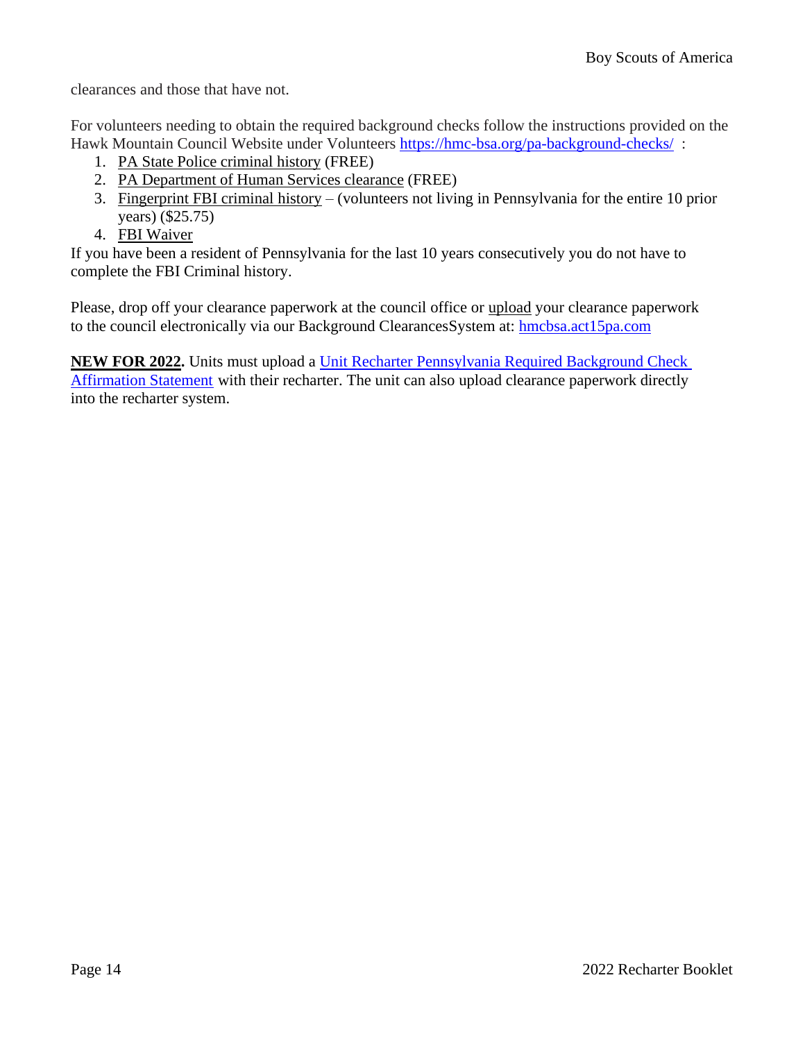clearances and those that have not.

For volunteers needing to obtain the required background checks follow the instructions provided on the Hawk Mountain Council Website under Volunteers https://hmc-bsa.org/pa-background-checks/ :

1. PA State Police criminal history (FREE)
2. PA Department of Human Services clearance (FREE)
3. Fingerprint FBI criminal history – (volunteers not living in Pennsylvania for the entire 10 prior years) ($25.75)
4. FBI Waiver

If you have been a resident of Pennsylvania for the last 10 years consecutively you do not have to complete the FBI Criminal history.

Please, drop off your clearance paperwork at the council office or upload your clearance paperwork to the council electronically via our Background ClearancesSystem at: hmcbsa.act15pa.com

**NEW FOR 2022.** Units must upload a Unit Recharter Pennsylvania Required Background Check Affirmation Statement with their recharter. The unit can also upload clearance paperwork directly into the recharter system.